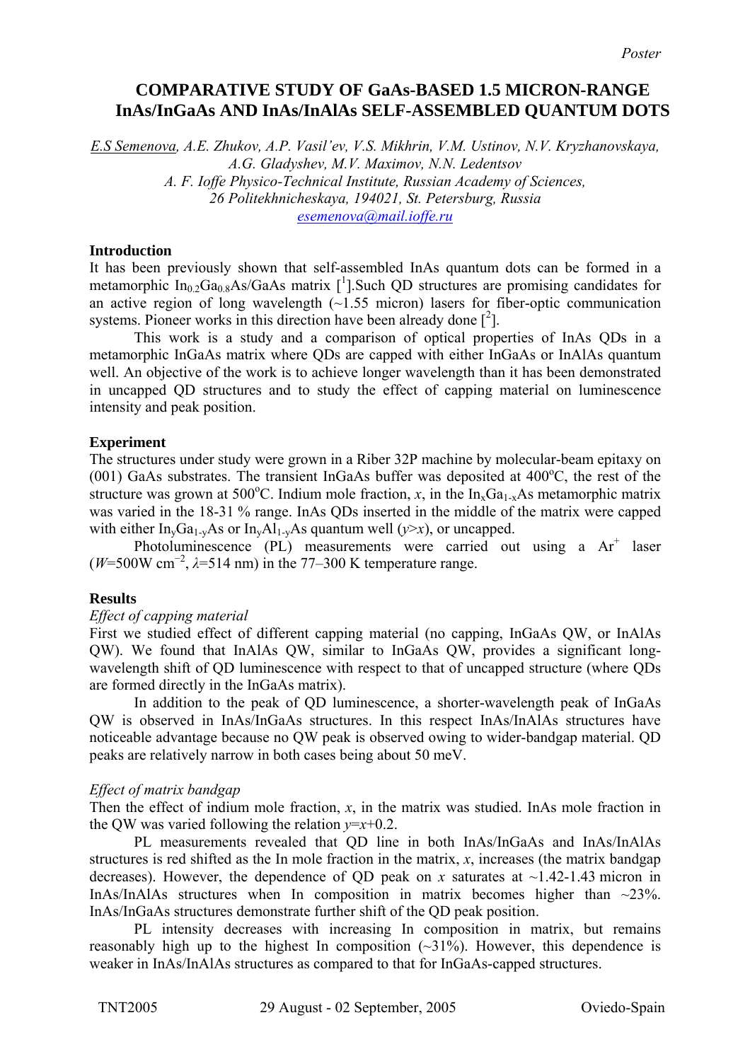Poster

# COMPARATIVE STUDY OF GaAs-BASED 1.5 MICRON-RANGE InAs/InGaAs AND InAs/InAlAs SELF-ASSEMBLED QUANTUM DOTS

E.S Semenova, A.E. Zhukov, A.P. Vasil'ev, V.S. Mikhrin, V.M. Ustinov, N.V. Kryzhanovskaya, A.G. Gladyshev, M.V. Maximov, N.N. Ledentsov
A. F. Ioffe Physico-Technical Institute, Russian Academy of Sciences,
26 Politekhnicheskaya, 194021, St. Petersburg, Russia
esemenova@mail.ioffe.ru

## Introduction

It has been previously shown that self-assembled InAs quantum dots can be formed in a metamorphic $In_{0.2}Ga_{0.8}As$/GaAs matrix [1].Such QD structures are promising candidates for an active region of long wavelength (~1.55 micron) lasers for fiber-optic communication systems. Pioneer works in this direction have been already done [2].

This work is a study and a comparison of optical properties of InAs QDs in a metamorphic InGaAs matrix where QDs are capped with either InGaAs or InAlAs quantum well. An objective of the work is to achieve longer wavelength than it has been demonstrated in uncapped QD structures and to study the effect of capping material on luminescence intensity and peak position.

## Experiment

The structures under study were grown in a Riber 32P machine by molecular-beam epitaxy on (001) GaAs substrates. The transient InGaAs buffer was deposited at 400°C, the rest of the structure was grown at 500°C. Indium mole fraction, $x$, in the $In_xGa_{1-x}As$ metamorphic matrix was varied in the 18-31 % range. InAs QDs inserted in the middle of the matrix were capped with either $In_yGa_{1-y}As$ or $In_yAl_{1-y}As$ quantum well ($y>x$), or uncapped.

Photoluminescence (PL) measurements were carried out using a $Ar^+$ laser ($W$=500W cm$^{-2}$, $\lambda$=514 nm) in the 77–300 K temperature range.

## Results

*Effect of capping material*

First we studied effect of different capping material (no capping, InGaAs QW, or InAlAs QW). We found that InAlAs QW, similar to InGaAs QW, provides a significant long-wavelength shift of QD luminescence with respect to that of uncapped structure (where QDs are formed directly in the InGaAs matrix).

In addition to the peak of QD luminescence, a shorter-wavelength peak of InGaAs QW is observed in InAs/InGaAs structures. In this respect InAs/InAlAs structures have noticeable advantage because no QW peak is observed owing to wider-bandgap material. QD peaks are relatively narrow in both cases being about 50 meV.

*Effect of matrix bandgap*

Then the effect of indium mole fraction, $x$, in the matrix was studied. InAs mole fraction in the QW was varied following the relation $y$=$x$+0.2.

PL measurements revealed that QD line in both InAs/InGaAs and InAs/InAlAs structures is red shifted as the In mole fraction in the matrix, $x$, increases (the matrix bandgap decreases). However, the dependence of QD peak on $x$ saturates at ~1.42-1.43 micron in InAs/InAlAs structures when In composition in matrix becomes higher than ~23%. InAs/InGaAs structures demonstrate further shift of the QD peak position.

PL intensity decreases with increasing In composition in matrix, but remains reasonably high up to the highest In composition (~31%). However, this dependence is weaker in InAs/InAlAs structures as compared to that for InGaAs-capped structures.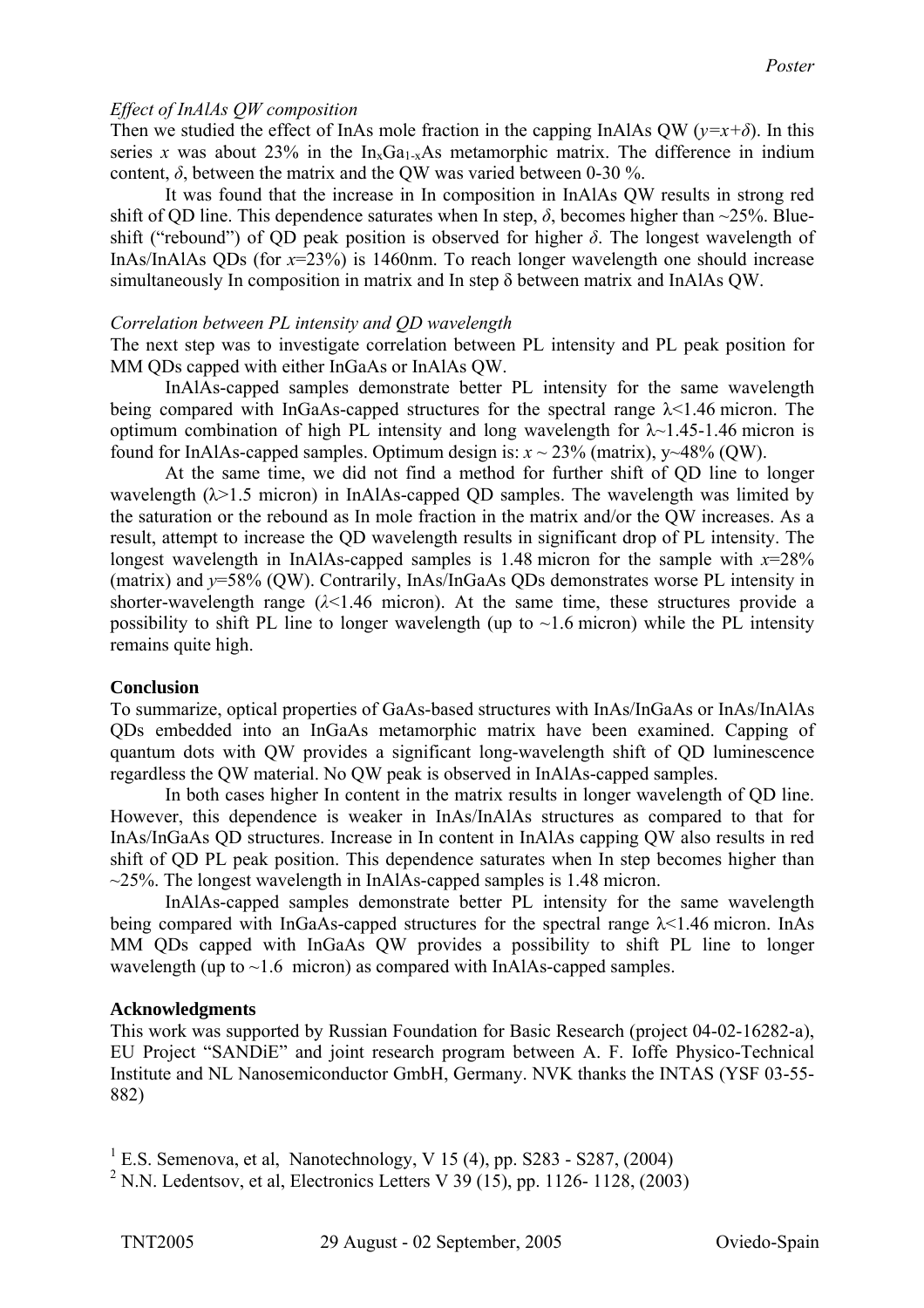*Effect of InAlAs QW composition*

Then we studied the effect of InAs mole fraction in the capping InAlAs QW ($y=x+\delta$). In this series $x$ was about 23% in the $In_xGa_{1-x}As$ metamorphic matrix. The difference in indium content, $\delta$, between the matrix and the QW was varied between 0-30 %.

It was found that the increase in In composition in InAlAs QW results in strong red shift of QD line. This dependence saturates when In step, $\delta$, becomes higher than ~25%. Blue-shift ("rebound") of QD peak position is observed for higher $\delta$. The longest wavelength of InAs/InAlAs QDs (for $x$=23%) is 1460nm. To reach longer wavelength one should increase simultaneously In composition in matrix and In step $\delta$ between matrix and InAlAs QW.

*Correlation between PL intensity and QD wavelength*

The next step was to investigate correlation between PL intensity and PL peak position for MM QDs capped with either InGaAs or InAlAs QW.

InAlAs-capped samples demonstrate better PL intensity for the same wavelength being compared with InGaAs-capped structures for the spectral range $\lambda$<1.46 micron. The optimum combination of high PL intensity and long wavelength for $\lambda$~1.45-1.46 micron is found for InAlAs-capped samples. Optimum design is: $x$ ~ 23% (matrix), y~48% (QW).

At the same time, we did not find a method for further shift of QD line to longer wavelength ($\lambda$>1.5 micron) in InAlAs-capped QD samples. The wavelength was limited by the saturation or the rebound as In mole fraction in the matrix and/or the QW increases. As a result, attempt to increase the QD wavelength results in significant drop of PL intensity. The longest wavelength in InAlAs-capped samples is 1.48 micron for the sample with $x$=28% (matrix) and $y$=58% (QW). Contrarily, InAs/InGaAs QDs demonstrates worse PL intensity in shorter-wavelength range ($\lambda$<1.46 micron). At the same time, these structures provide a possibility to shift PL line to longer wavelength (up to ~1.6 micron) while the PL intensity remains quite high.

**Conclusion**

To summarize, optical properties of GaAs-based structures with InAs/InGaAs or InAs/InAlAs QDs embedded into an InGaAs metamorphic matrix have been examined. Capping of quantum dots with QW provides a significant long-wavelength shift of QD luminescence regardless the QW material. No QW peak is observed in InAlAs-capped samples.

In both cases higher In content in the matrix results in longer wavelength of QD line. However, this dependence is weaker in InAs/InAlAs structures as compared to that for InAs/InGaAs QD structures. Increase in In content in InAlAs capping QW also results in red shift of QD PL peak position. This dependence saturates when In step becomes higher than ~25%. The longest wavelength in InAlAs-capped samples is 1.48 micron.

InAlAs-capped samples demonstrate better PL intensity for the same wavelength being compared with InGaAs-capped structures for the spectral range $\lambda$<1.46 micron. InAs MM QDs capped with InGaAs QW provides a possibility to shift PL line to longer wavelength (up to ~1.6 micron) as compared with InAlAs-capped samples.

**Acknowledgments**

This work was supported by Russian Foundation for Basic Research (project 04-02-16282-a), EU Project "SANDiE" and joint research program between A. F. Ioffe Physico-Technical Institute and NL Nanosemiconductor GmbH, Germany. NVK thanks the INTAS (YSF 03-55-882)

[1] E.S. Semenova, et al, Nanotechnology, V 15 (4), pp. S283 - S287, (2004)
[2] N.N. Ledentsov, et al, Electronics Letters V 39 (15), pp. 1126- 1128, (2003)